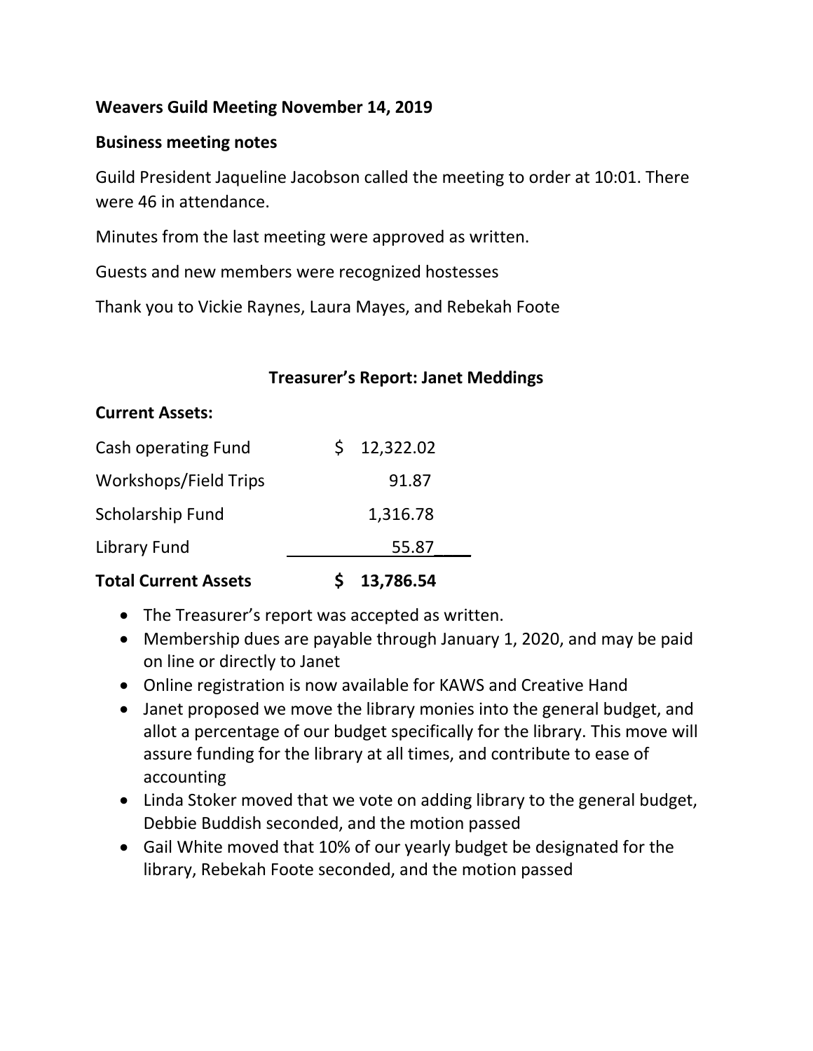**Weavers Guild Meeting November 14, 2019**

**Business meeting notes**

Guild President Jaqueline Jacobson called the meeting to order at 10:01. There were 46 in attendance.

Minutes from the last meeting were approved as written.

Guests and new members were recognized hostesses

Thank you to Vickie Raynes, Laura Mayes, and Rebekah Foote

**Treasurer's Report: Janet Meddings**

**Current Assets:**

| | |
|---|---|
| Cash operating Fund | $ 12,322.02 |
| Workshops/Field Trips | 91.87 |
| Scholarship Fund | 1,316.78 |
| Library Fund | 55.87 |
| **Total Current Assets** | **$ 13,786.54** |

- The Treasurer's report was accepted as written.
- Membership dues are payable through January 1, 2020, and may be paid on line or directly to Janet
- Online registration is now available for KAWS and Creative Hand
- Janet proposed we move the library monies into the general budget, and allot a percentage of our budget specifically for the library. This move will assure funding for the library at all times, and contribute to ease of accounting
- Linda Stoker moved that we vote on adding library to the general budget, Debbie Buddish seconded, and the motion passed
- Gail White moved that 10% of our yearly budget be designated for the library, Rebekah Foote seconded, and the motion passed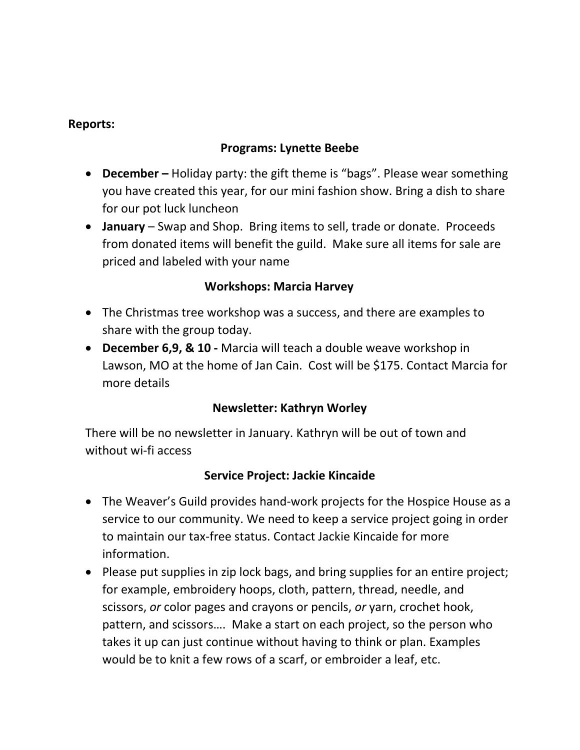**Reports:**

**Programs: Lynette Beebe**

- **December –** Holiday party: the gift theme is “bags”. Please wear something you have created this year, for our mini fashion show. Bring a dish to share for our pot luck luncheon
- **January** – Swap and Shop. Bring items to sell, trade or donate. Proceeds from donated items will benefit the guild. Make sure all items for sale are priced and labeled with your name

**Workshops: Marcia Harvey**

- The Christmas tree workshop was a success, and there are examples to share with the group today.
- **December 6,9, & 10 -** Marcia will teach a double weave workshop in Lawson, MO at the home of Jan Cain. Cost will be $175. Contact Marcia for more details

**Newsletter: Kathryn Worley**

There will be no newsletter in January. Kathryn will be out of town and without wi-fi access

**Service Project: Jackie Kincaide**

- The Weaver’s Guild provides hand-work projects for the Hospice House as a service to our community. We need to keep a service project going in order to maintain our tax-free status. Contact Jackie Kincaide for more information.
- Please put supplies in zip lock bags, and bring supplies for an entire project; for example, embroidery hoops, cloth, pattern, thread, needle, and scissors, *or* color pages and crayons or pencils, *or* yarn, crochet hook, pattern, and scissors…. Make a start on each project, so the person who takes it up can just continue without having to think or plan. Examples would be to knit a few rows of a scarf, or embroider a leaf, etc.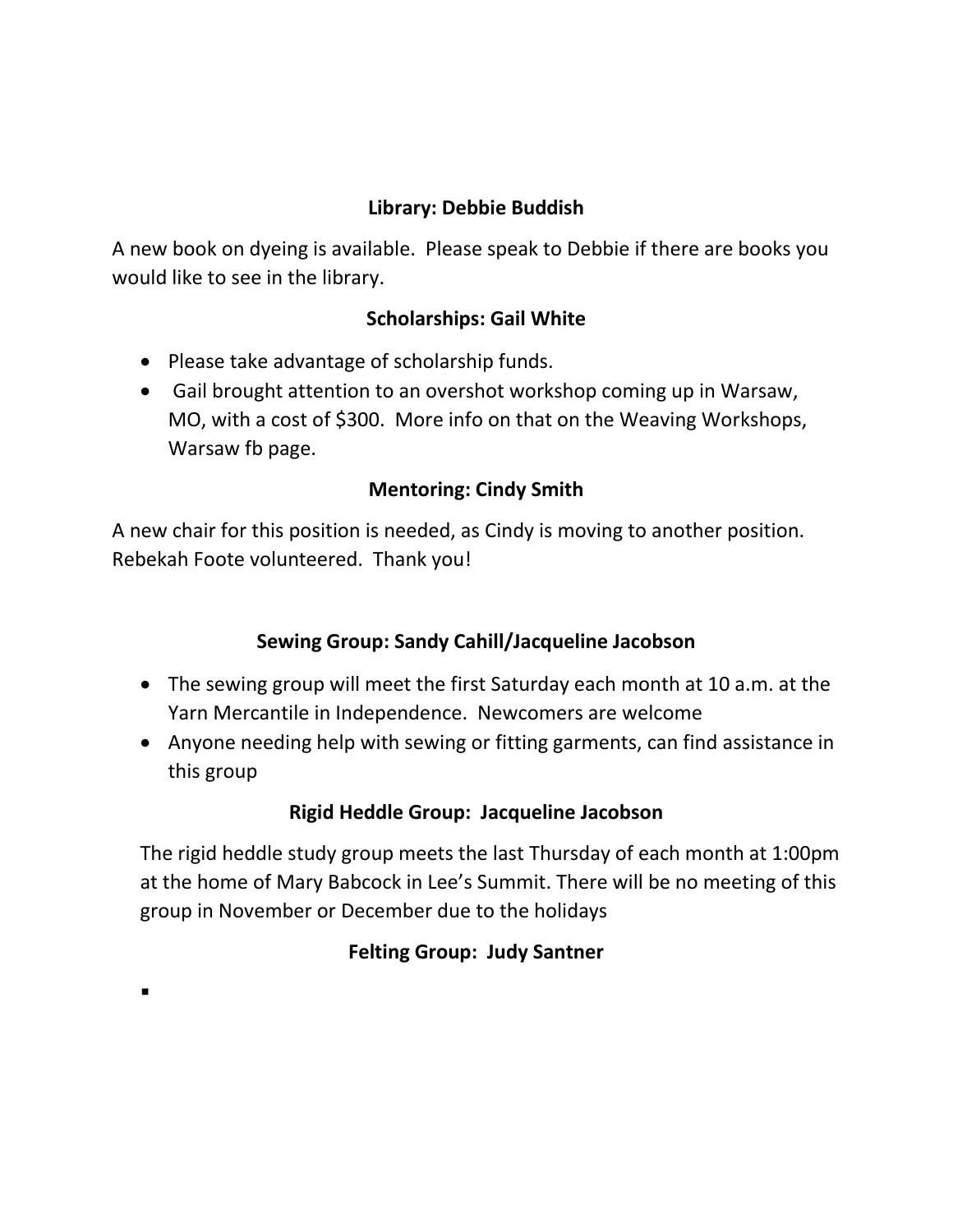**Library: Debbie Buddish**

A new book on dyeing is available. Please speak to Debbie if there are books you would like to see in the library.

**Scholarships: Gail White**

- Please take advantage of scholarship funds.
- Gail brought attention to an overshot workshop coming up in Warsaw, MO, with a cost of $300. More info on that on the Weaving Workshops, Warsaw fb page.

**Mentoring: Cindy Smith**

A new chair for this position is needed, as Cindy is moving to another position. Rebekah Foote volunteered. Thank you!

**Sewing Group: Sandy Cahill/Jacqueline Jacobson**

- The sewing group will meet the first Saturday each month at 10 a.m. at the Yarn Mercantile in Independence. Newcomers are welcome
- Anyone needing help with sewing or fitting garments, can find assistance in this group

**Rigid Heddle Group: Jacqueline Jacobson**

The rigid heddle study group meets the last Thursday of each month at 1:00pm at the home of Mary Babcock in Lee's Summit. There will be no meeting of this group in November or December due to the holidays

**Felting Group: Judy Santner**

-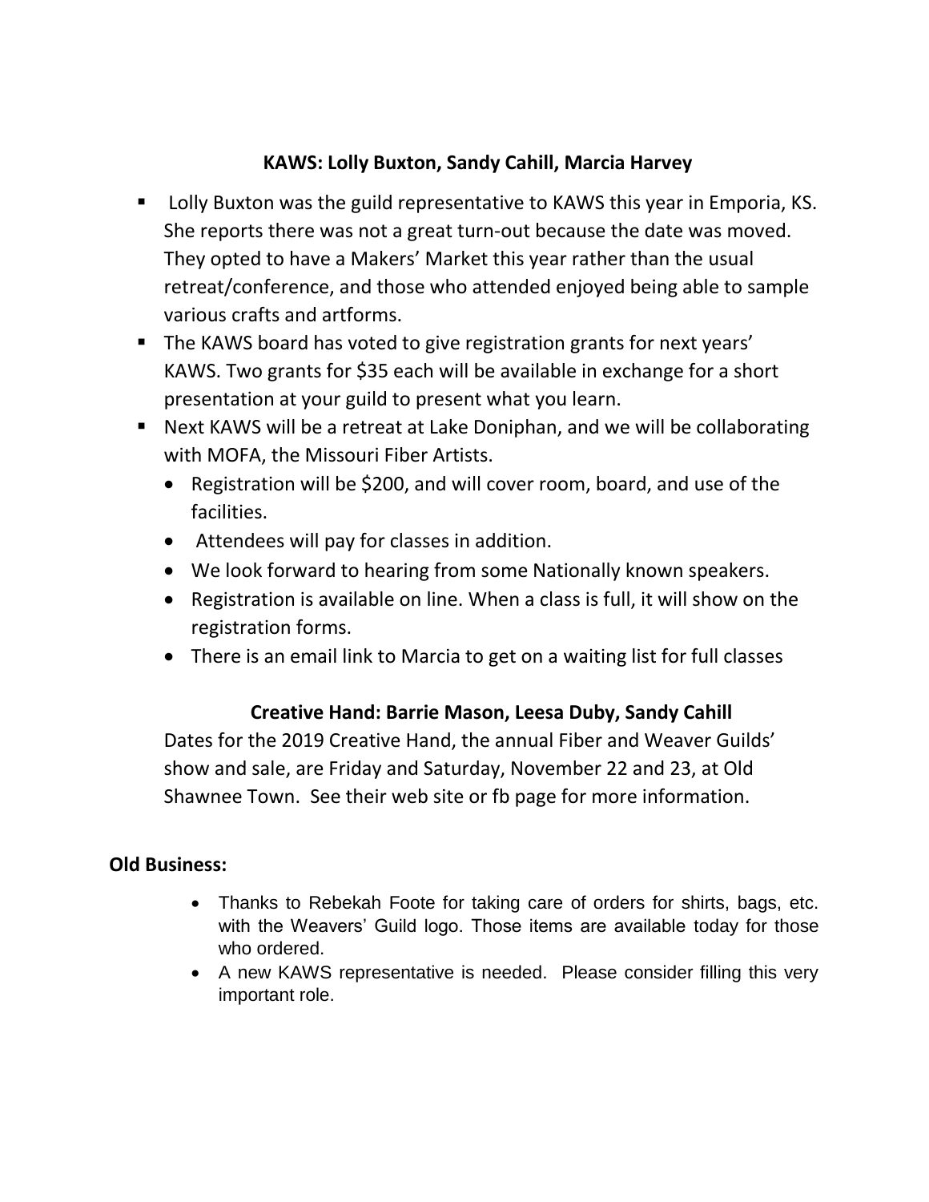## KAWS: Lolly Buxton, Sandy Cahill, Marcia Harvey

- Lolly Buxton was the guild representative to KAWS this year in Emporia, KS. She reports there was not a great turn-out because the date was moved. They opted to have a Makers' Market this year rather than the usual retreat/conference, and those who attended enjoyed being able to sample various crafts and artforms.
- The KAWS board has voted to give registration grants for next years' KAWS. Two grants for $35 each will be available in exchange for a short presentation at your guild to present what you learn.
- Next KAWS will be a retreat at Lake Doniphan, and we will be collaborating with MOFA, the Missouri Fiber Artists.
  - Registration will be $200, and will cover room, board, and use of the facilities.
  - Attendees will pay for classes in addition.
  - We look forward to hearing from some Nationally known speakers.
  - Registration is available on line. When a class is full, it will show on the registration forms.
  - There is an email link to Marcia to get on a waiting list for full classes

## Creative Hand: Barrie Mason, Leesa Duby, Sandy Cahill

Dates for the 2019 Creative Hand, the annual Fiber and Weaver Guilds' show and sale, are Friday and Saturday, November 22 and 23, at Old Shawnee Town. See their web site or fb page for more information.

**Old Business:**

- Thanks to Rebekah Foote for taking care of orders for shirts, bags, etc. with the Weavers' Guild logo. Those items are available today for those who ordered.
- A new KAWS representative is needed. Please consider filling this very important role.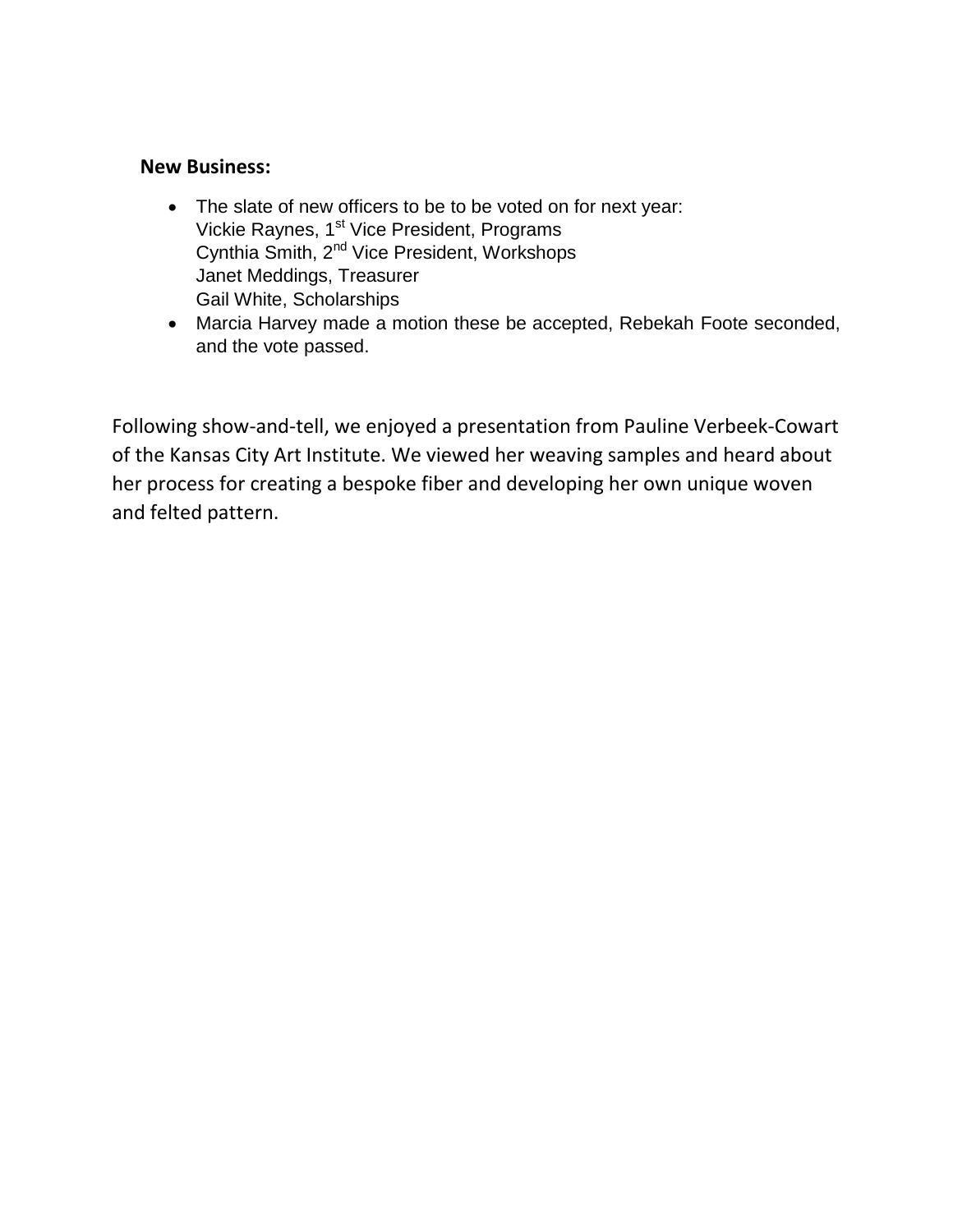**New Business:**

- The slate of new officers to be to be voted on for next year:
  Vickie Raynes, 1st Vice President, Programs
  Cynthia Smith, 2nd Vice President, Workshops
  Janet Meddings, Treasurer
  Gail White, Scholarships
- Marcia Harvey made a motion these be accepted, Rebekah Foote seconded, and the vote passed.

Following show-and-tell, we enjoyed a presentation from Pauline Verbeek-Cowart of the Kansas City Art Institute. We viewed her weaving samples and heard about her process for creating a bespoke fiber and developing her own unique woven and felted pattern.